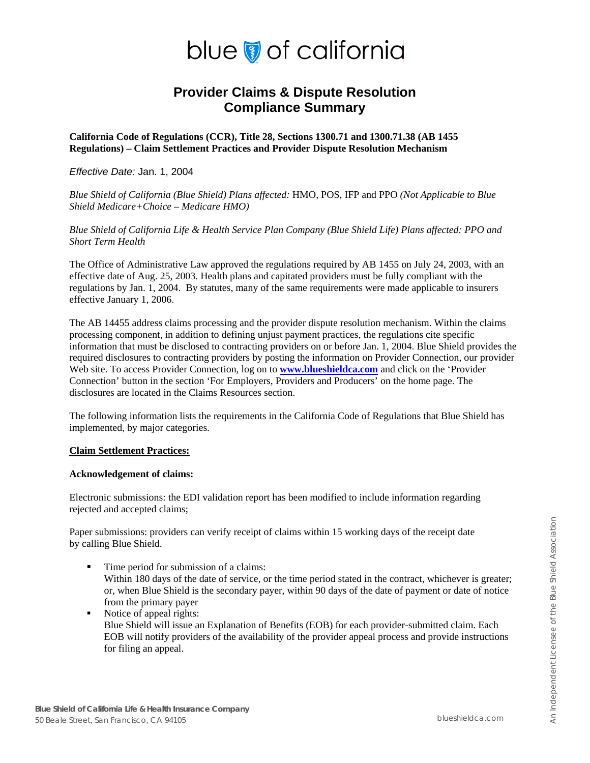# Provider Claims & Dispute Resolution Compliance Summary

**California Code of Regulations (CCR), Title 28, Sections 1300.71 and 1300.71.38 (AB 1455 Regulations) – Claim Settlement Practices and Provider Dispute Resolution Mechanism**

*Effective Date:* Jan. 1, 2004

*Blue Shield of California (Blue Shield) Plans affected:* HMO, POS, IFP and PPO *(Not Applicable to Blue Shield Medicare+Choice – Medicare HMO)*

*Blue Shield of California Life & Health Service Plan Company (Blue Shield Life) Plans affected: PPO and Short Term Health*

The Office of Administrative Law approved the regulations required by AB 1455 on July 24, 2003, with an effective date of Aug. 25, 2003. Health plans and capitated providers must be fully compliant with the regulations by Jan. 1, 2004. By statutes, many of the same requirements were made applicable to insurers effective January 1, 2006.

The AB 14455 address claims processing and the provider dispute resolution mechanism. Within the claims processing component, in addition to defining unjust payment practices, the regulations cite specific information that must be disclosed to contracting providers on or before Jan. 1, 2004. Blue Shield provides the required disclosures to contracting providers by posting the information on Provider Connection, our provider Web site. To access Provider Connection, log on to **www.blueshieldca.com** and click on the 'Provider Connection' button in the section 'For Employers, Providers and Producers' on the home page. The disclosures are located in the Claims Resources section.

The following information lists the requirements in the California Code of Regulations that Blue Shield has implemented, by major categories.

**Claim Settlement Practices:**

**Acknowledgement of claims:**

Electronic submissions: the EDI validation report has been modified to include information regarding rejected and accepted claims;

Paper submissions: providers can verify receipt of claims within 15 working days of the receipt date by calling Blue Shield.

- Time period for submission of a claims:
  Within 180 days of the date of service, or the time period stated in the contract, whichever is greater; or, when Blue Shield is the secondary payer, within 90 days of the date of payment or date of notice from the primary payer
- Notice of appeal rights:
  Blue Shield will issue an Explanation of Benefits (EOB) for each provider-submitted claim. Each EOB will notify providers of the availability of the provider appeal process and provide instructions for filing an appeal.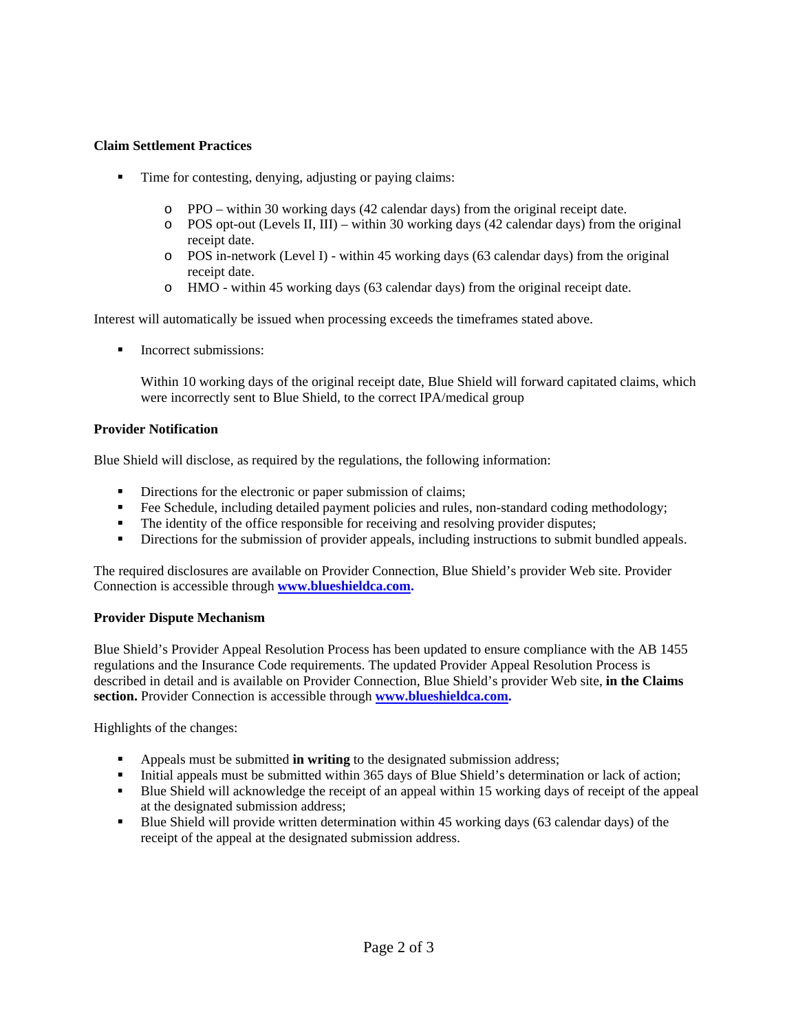**Claim Settlement Practices**

- Time for contesting, denying, adjusting or paying claims:
  - PPO – within 30 working days (42 calendar days) from the original receipt date.
  - POS opt-out (Levels II, III) – within 30 working days (42 calendar days) from the original receipt date.
  - POS in-network (Level I) - within 45 working days (63 calendar days) from the original receipt date.
  - HMO - within 45 working days (63 calendar days) from the original receipt date.

Interest will automatically be issued when processing exceeds the timeframes stated above.

- Incorrect submissions:

  Within 10 working days of the original receipt date, Blue Shield will forward capitated claims, which were incorrectly sent to Blue Shield, to the correct IPA/medical group

**Provider Notification**

Blue Shield will disclose, as required by the regulations, the following information:

- Directions for the electronic or paper submission of claims;
- Fee Schedule, including detailed payment policies and rules, non-standard coding methodology;
- The identity of the office responsible for receiving and resolving provider disputes;
- Directions for the submission of provider appeals, including instructions to submit bundled appeals.

The required disclosures are available on Provider Connection, Blue Shield's provider Web site. Provider Connection is accessible through **www.blueshieldca.com.**

**Provider Dispute Mechanism**

Blue Shield's Provider Appeal Resolution Process has been updated to ensure compliance with the AB 1455 regulations and the Insurance Code requirements. The updated Provider Appeal Resolution Process is described in detail and is available on Provider Connection, Blue Shield's provider Web site, **in the Claims section.** Provider Connection is accessible through **www.blueshieldca.com.**

Highlights of the changes:

- Appeals must be submitted **in writing** to the designated submission address;
- Initial appeals must be submitted within 365 days of Blue Shield's determination or lack of action;
- Blue Shield will acknowledge the receipt of an appeal within 15 working days of receipt of the appeal at the designated submission address;
- Blue Shield will provide written determination within 45 working days (63 calendar days) of the receipt of the appeal at the designated submission address.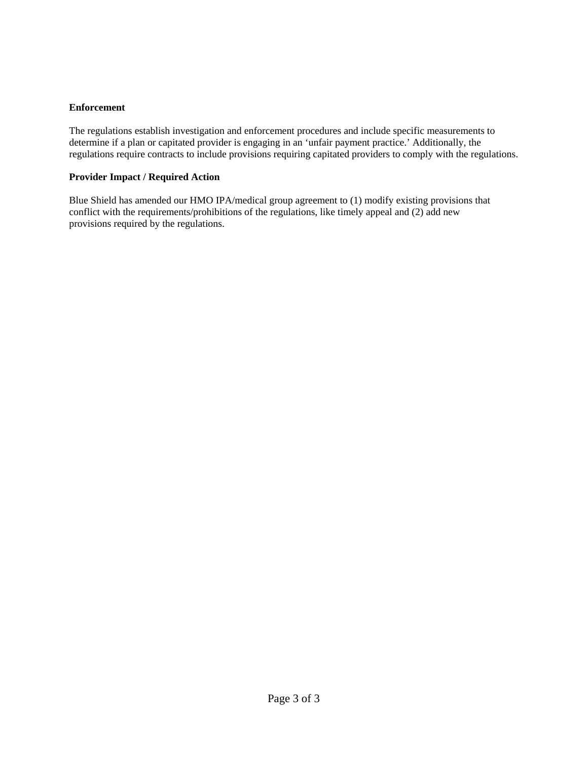**Enforcement**

The regulations establish investigation and enforcement procedures and include specific measurements to determine if a plan or capitated provider is engaging in an 'unfair payment practice.' Additionally, the regulations require contracts to include provisions requiring capitated providers to comply with the regulations.

**Provider Impact / Required Action**

Blue Shield has amended our HMO IPA/medical group agreement to (1) modify existing provisions that conflict with the requirements/prohibitions of the regulations, like timely appeal and (2) add new provisions required by the regulations.